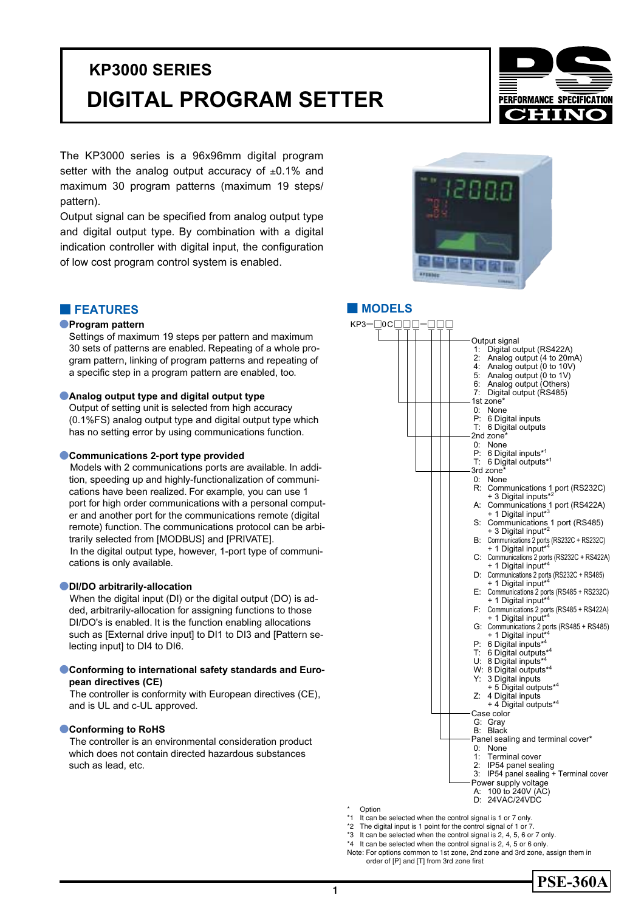# KP3000 SERIES

# DIGITAL PROGRAM SETTER

PERFORMANCE SPECIFICATION
CHINO

The KP3000 series is a 96x96mm digital program setter with the analog output accuracy of ±0.1% and maximum 30 program patterns (maximum 19 steps/ pattern).
Output signal can be specified from analog output type and digital output type. By combination with a digital indication controller with digital input, the configuration of low cost program control system is enabled.

## FEATURES

**●Program pattern**
Settings of maximum 19 steps per pattern and maximum 30 sets of patterns are enabled. Repeating of a whole program pattern, linking of program patterns and repeating of a specific step in a program pattern are enabled, too.

**●Analog output type and digital output type**
Output of setting unit is selected from high accuracy (0.1%FS) analog output type and digital output type which has no setting error by using communications function.

**●Communications 2-port type provided**
Models with 2 communications ports are available. In addition, speeding up and highly-functionalization of communications have been realized. For example, you can use 1 port for high order communications with a personal computer and another port for the communications remote (digital remote) function. The communications protocol can be arbitrarily selected from [MODBUS] and [PRIVATE].
In the digital output type, however, 1-port type of communications is only available.

**●DI/DO arbitrarily-allocation**
When the digital input (DI) or the digital output (DO) is added, arbitrarily-allocation for assigning functions to those DI/DO's is enabled. It is the function enabling allocations such as [External drive input] to DI1 to DI3 and [Pattern selecting input] to DI4 to DI6.

**●Conforming to international safety standards and European directives (CE)**
The controller is conformity with European directives (CE), and is UL and c-UL approved.

**●Conforming to RoHS**
The controller is an environmental consideration product which does not contain directed hazardous substances such as lead, etc.

## MODELS

KP3−□0C□□□−□□□

Output signal
- 1: Digital output (RS422A)
- 2: Analog output (4 to 20mA)
- 4: Analog output (0 to 10V)
- 5: Analog output (0 to 1V)
- 6: Analog output (Others)
- 7: Digital output (RS485)

1st zone*
- 0: None
- P: 6 Digital inputs
- T: 6 Digital outputs

2nd zone*
- 0: None
- P: 6 Digital inputs*1
- T: 6 Digital outputs*1

3rd zone*
- 0: None
- R: Communications 1 port (RS232C) + 3 Digital inputs*2
- A: Communications 1 port (RS422A) + 1 Digital input*3
- S: Communications 1 port (RS485) + 3 Digital input*2
- B: Communications 2 ports (RS232C + RS232C) + 1 Digital input*4
- C: Communications 2 ports (RS232C + RS422A) + 1 Digital input*4
- D: Communications 2 ports (RS232C + RS485) + 1 Digital input*4
- E: Communications 2 ports (RS485 + RS232C) + 1 Digital input*4
- F: Communications 2 ports (RS485 + RS422A) + 1 Digital input*4
- G: Communications 2 ports (RS485 + RS485) + 1 Digital input*4
- P: 6 Digital inputs*4
- T: 6 Digital outputs*4
- U: 8 Digital inputs*4
- W: 8 Digital outputs*4
- Y: 3 Digital inputs + 5 Digital outputs*4
- Z: 4 Digital inputs + 4 Digital outputs*4

Case color
- G: Gray
- B: Black

Panel sealing and terminal cover*
- 0: None
- 1: Terminal cover
- 2: IP54 panel sealing
- 3: IP54 panel sealing + Terminal cover

Power supply voltage
- A: 100 to 240V (AC)
- D: 24VAC/24VDC

\* Option
*1 It can be selected when the control signal is 1 or 7 only.
*2 The digital input is 1 point for the control signal of 1 or 7.
*3 It can be selected when the control signal is 2, 4, 5, 6 or 7 only.
*4 It can be selected when the control signal is 2, 4, 5 or 6 only.
Note: For options common to 1st zone, 2nd zone and 3rd zone, assign them in order of [P] and [T] from 3rd zone first

PSE-360A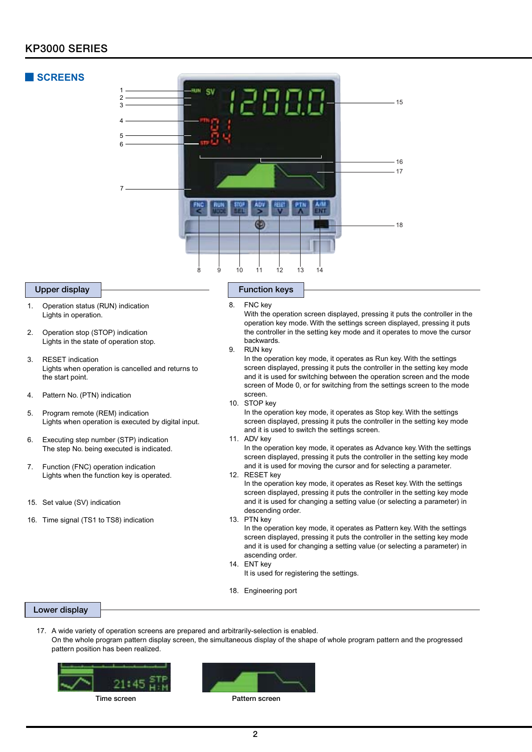## SCREENS

### Upper display

1. Operation status (RUN) indication
   Lights in operation.

2. Operation stop (STOP) indication
   Lights in the state of operation stop.

3. RESET indication
   Lights when operation is cancelled and returns to the start point.

4. Pattern No. (PTN) indication

5. Program remote (REM) indication
   Lights when operation is executed by digital input.

6. Executing step number (STP) indication
   The step No. being executed is indicated.

7. Function (FNC) operation indication
   Lights when the function key is operated.

15. Set value (SV) indication

16. Time signal (TS1 to TS8) indication

### Function keys

8. FNC key
   With the operation screen displayed, pressing it puts the controller in the operation key mode. With the settings screen displayed, pressing it puts the controller in the setting key mode and it operates to move the cursor backwards.
9. RUN key
   In the operation key mode, it operates as Run key. With the settings screen displayed, pressing it puts the controller in the setting key mode and it is used for switching between the operation screen and the mode screen of Mode 0, or for switching from the settings screen to the mode screen.
10. STOP key
    In the operation key mode, it operates as Stop key. With the settings screen displayed, pressing it puts the controller in the setting key mode and it is used to switch the settings screen.
11. ADV key
    In the operation key mode, it operates as Advance key. With the settings screen displayed, pressing it puts the controller in the setting key mode and it is used for moving the cursor and for selecting a parameter.
12. RESET key
    In the operation key mode, it operates as Reset key. With the settings screen displayed, pressing it puts the controller in the setting key mode and it is used for changing a setting value (or selecting a parameter) in descending order.
13. PTN key
    In the operation key mode, it operates as Pattern key. With the settings screen displayed, pressing it puts the controller in the setting key mode and it is used for changing a setting value (or selecting a parameter) in ascending order.
14. ENT key
    It is used for registering the settings.

18. Engineering port

### Lower display

17. A wide variety of operation screens are prepared and arbitrarily-selection is enabled.
    On the whole program pattern display screen, the simultaneous display of the shape of whole program pattern and the progressed pattern position has been realized.

Time screen

Pattern screen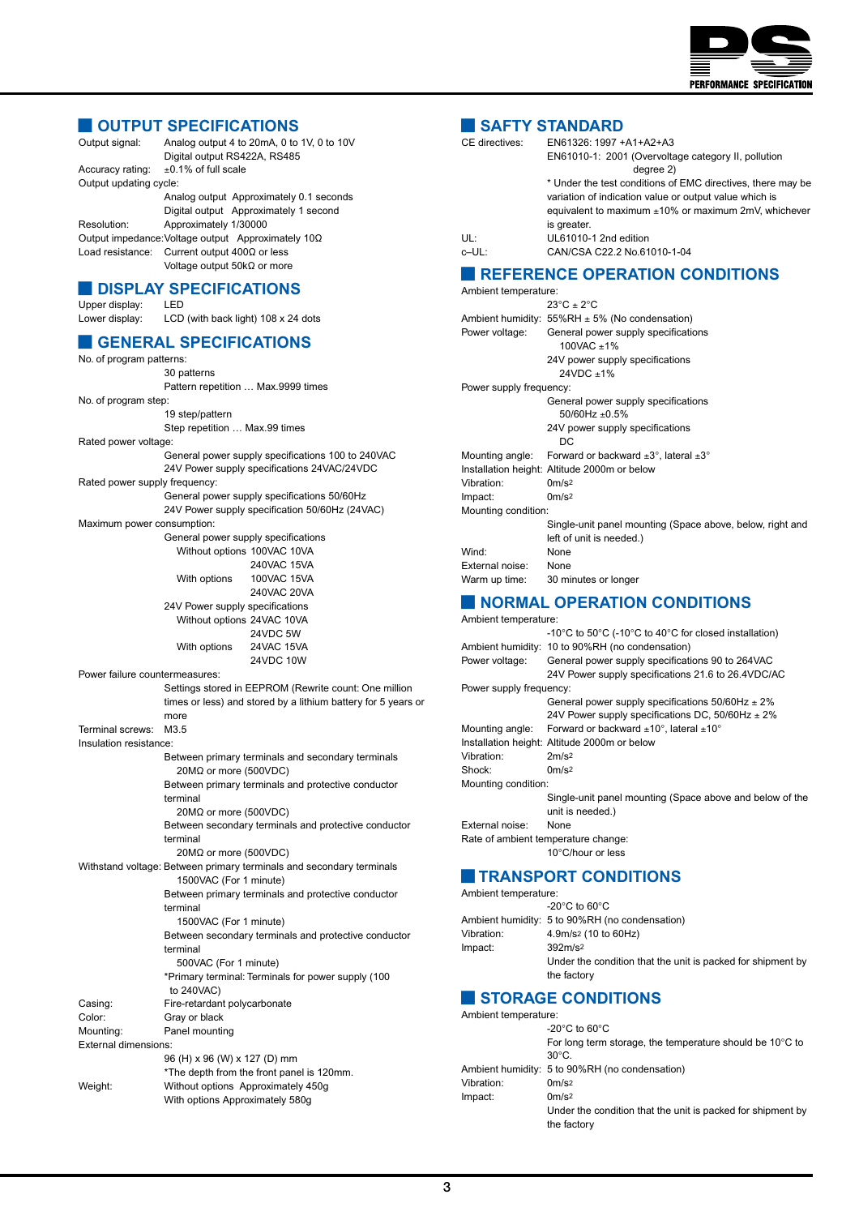## OUTPUT SPECIFICATIONS

Output signal: Analog output 4 to 20mA, 0 to 1V, 0 to 10V
Digital output RS422A, RS485

Accuracy rating: ±0.1% of full scale

Output updating cycle:
Analog output Approximately 0.1 seconds
Digital output Approximately 1 second

Resolution: Approximately 1/30000

Output impedance: Voltage output Approximately 10Ω

Load resistance: Current output 400Ω or less
Voltage output 50kΩ or more

## DISPLAY SPECIFICATIONS

Upper display: LED

Lower display: LCD (with back light) 108 x 24 dots

## GENERAL SPECIFICATIONS

No. of program patterns:
30 patterns
Pattern repetition … Max.9999 times

No. of program step:
19 step/pattern
Step repetition … Max.99 times

Rated power voltage:
General power supply specifications 100 to 240VAC
24V Power supply specifications 24VAC/24VDC

Rated power supply frequency:
General power supply specifications 50/60Hz
24V Power supply specification 50/60Hz (24VAC)

Maximum power consumption:
General power supply specifications
Without options 100VAC 10VA
240VAC 15VA
With options 100VAC 15VA
240VAC 20VA
24V Power supply specifications
Without options 24VAC 10VA
24VDC 5W
With options 24VAC 15VA
24VDC 10W

Power failure countermeasures:
Settings stored in EEPROM (Rewrite count: One million times or less) and stored by a lithium battery for 5 years or more

Terminal screws: M3.5

Insulation resistance:
Between primary terminals and secondary terminals
20MΩ or more (500VDC)
Between primary terminals and protective conductor terminal
20MΩ or more (500VDC)
Between secondary terminals and protective conductor terminal
20MΩ or more (500VDC)

Withstand voltage: Between primary terminals and secondary terminals
1500VAC (For 1 minute)
Between primary terminals and protective conductor terminal
1500VAC (For 1 minute)
Between secondary terminals and protective conductor terminal
500VAC (For 1 minute)
*Primary terminal: Terminals for power supply (100 to 240VAC)

Casing: Fire-retardant polycarbonate

Color: Gray or black

Mounting: Panel mounting

External dimensions:
96 (H) x 96 (W) x 127 (D) mm
*The depth from the front panel is 120mm.

Weight: Without options Approximately 450g
With options Approximately 580g

## SAFTY STANDARD

CE directives: EN61326: 1997 +A1+A2+A3
EN61010-1: 2001 (Overvoltage category II, pollution degree 2)
* Under the test conditions of EMC directives, there may be variation of indication value or output value which is equivalent to maximum ±10% or maximum 2mV, whichever is greater.

UL: UL61010-1 2nd edition

c–UL: CAN/CSA C22.2 No.61010-1-04

## REFERENCE OPERATION CONDITIONS

Ambient temperature:
23°C ± 2°C

Ambient humidity: 55%RH ± 5% (No condensation)

Power voltage: General power supply specifications
100VAC ±1%
24V power supply specifications
24VDC ±1%

Power supply frequency:
General power supply specifications
50/60Hz ±0.5%
24V power supply specifications
DC

Mounting angle: Forward or backward ±3°, lateral ±3°

Installation height: Altitude 2000m or below

Vibration: 0m/s$^2$

Impact: 0m/s$^2$

Mounting condition:
Single-unit panel mounting (Space above, below, right and left of unit is needed.)

Wind: None

External noise: None

Warm up time: 30 minutes or longer

## NORMAL OPERATION CONDITIONS

Ambient temperature:
-10°C to 50°C (-10°C to 40°C for closed installation)

Ambient humidity: 10 to 90%RH (no condensation)

Power voltage: General power supply specifications 90 to 264VAC
24V Power supply specifications 21.6 to 26.4VDC/AC

Power supply frequency:
General power supply specifications 50/60Hz ± 2%
24V Power supply specifications DC, 50/60Hz ± 2%

Mounting angle: Forward or backward ±10°, lateral ±10°

Installation height: Altitude 2000m or below

Vibration: 2m/s$^2$

Shock: 0m/s$^2$

Mounting condition:
Single-unit panel mounting (Space above and below of the unit is needed.)

External noise: None

Rate of ambient temperature change:
10°C/hour or less

## TRANSPORT CONDITIONS

Ambient temperature:
-20°C to 60°C

Ambient humidity: 5 to 90%RH (no condensation)

Vibration: 4.9m/s$^2$ (10 to 60Hz)

Impact: 392m/s$^2$
Under the condition that the unit is packed for shipment by the factory

## STORAGE CONDITIONS

Ambient temperature:
-20°C to 60°C
For long term storage, the temperature should be 10°C to 30°C.

Ambient humidity: 5 to 90%RH (no condensation)

Vibration: 0m/s$^2$

Impact: 0m/s$^2$
Under the condition that the unit is packed for shipment by the factory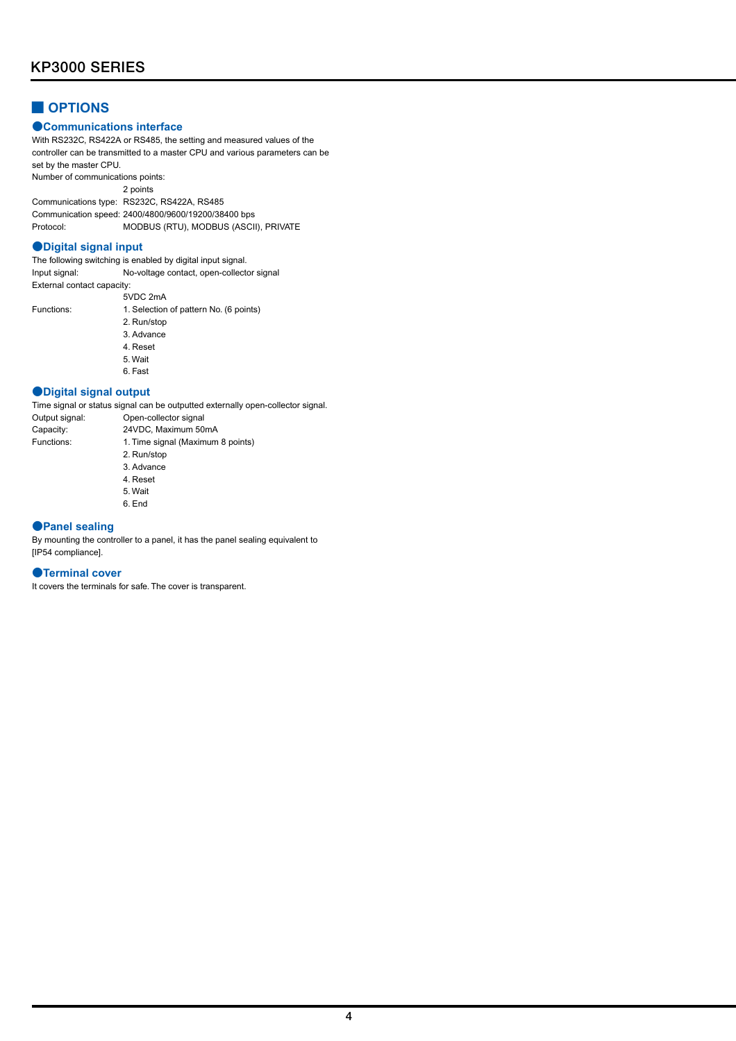## OPTIONS

### ●Communications interface

With RS232C, RS422A or RS485, the setting and measured values of the controller can be transmitted to a master CPU and various parameters can be set by the master CPU.

Number of communications points:
 2 points

Communications type: RS232C, RS422A, RS485

Communication speed: 2400/4800/9600/19200/38400 bps

Protocol: MODBUS (RTU), MODBUS (ASCII), PRIVATE

### ●Digital signal input

The following switching is enabled by digital input signal.

Input signal: No-voltage contact, open-collector signal

External contact capacity:
 5VDC 2mA

Functions:
1. Selection of pattern No. (6 points)
2. Run/stop
3. Advance
4. Reset
5. Wait
6. Fast

### ●Digital signal output

Time signal or status signal can be outputted externally open-collector signal.

Output signal: Open-collector signal

Capacity: 24VDC, Maximum 50mA

Functions:
1. Time signal (Maximum 8 points)
2. Run/stop
3. Advance
4. Reset
5. Wait
6. End

### ●Panel sealing

By mounting the controller to a panel, it has the panel sealing equivalent to [IP54 compliance].

### ●Terminal cover

It covers the terminals for safe. The cover is transparent.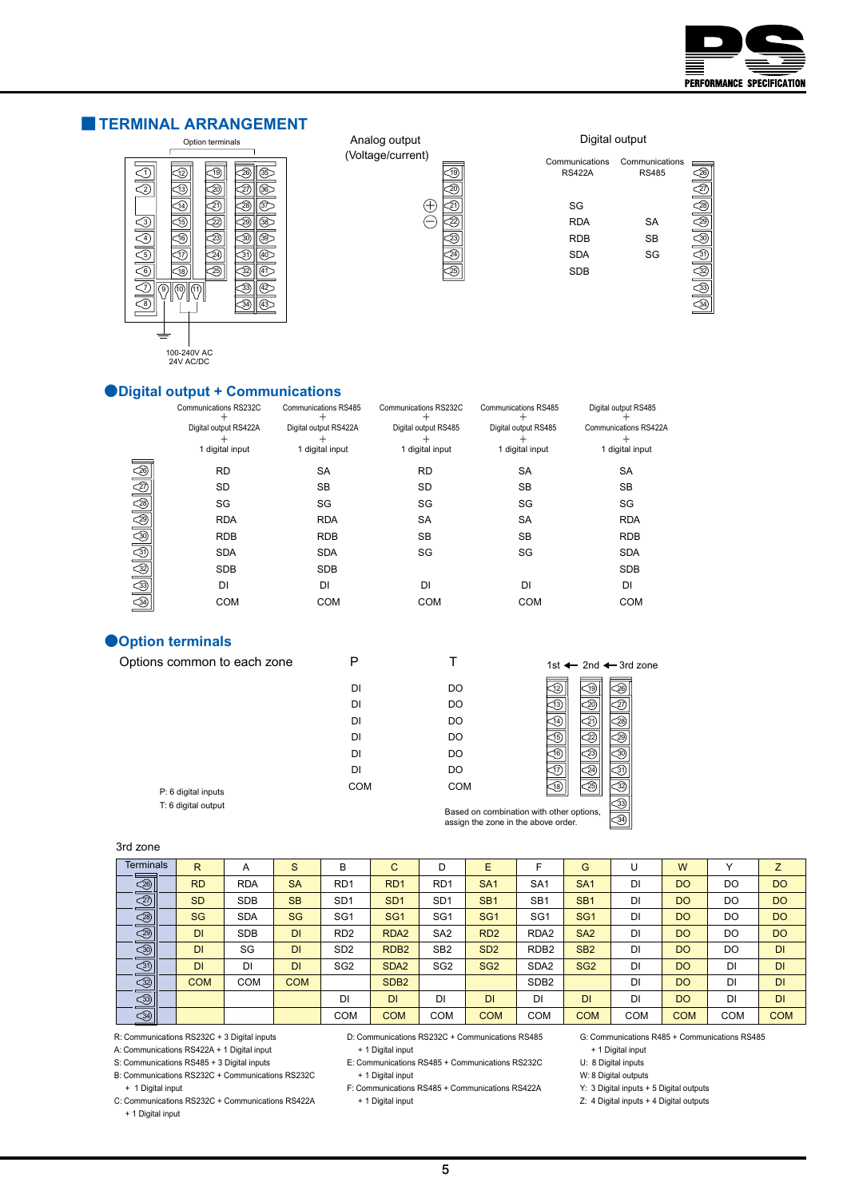## TERMINAL ARRANGEMENT

Option terminals

100-240V AC
24V AC/DC

Analog output
(Voltage/current)

Digital output

| | Communications RS422A | Communications RS485 |
|---|---|---|
| 26 | | |
| 27 | | |
| 28 | SG | |
| 29 | RDA | SA |
| 30 | RDB | SB |
| 31 | SDA | SG |
| 32 | SDB | |
| 33 | | |
| 34 | | |

### Digital output + Communications

| Terminal | Communications RS232C + Digital output RS422A + 1 digital input | Communications RS485 + Digital output RS422A + 1 digital input | Communications RS232C + Digital output RS485 + 1 digital input | Communications RS485 + Digital output RS485 + 1 digital input | Digital output RS485 + Communications RS422A + 1 digital input |
|---|---|---|---|---|---|
| 26 | RD | SA | RD | SA | SA |
| 27 | SD | SB | SD | SB | SB |
| 28 | SG | SG | SG | SG | SG |
| 29 | RDA | RDA | SA | SA | RDA |
| 30 | RDB | RDB | SB | SB | RDB |
| 31 | SDA | SDA | SG | SG | SDA |
| 32 | SDB | SDB | | | SDB |
| 33 | DI | DI | DI | DI | DI |
| 34 | COM | COM | COM | COM | COM |

### Option terminals

Options common to each zone

| P | T |
|---|---|
| DI | DO |
| DI | DO |
| DI | DO |
| DI | DO |
| DI | DO |
| DI | DO |
| COM | COM |

P: 6 digital inputs
T: 6 digital output

1st ← 2nd ← 3rd zone

| 1st | 2nd | 3rd zone |
|---|---|---|
| 12 | 19 | 26 |
| 13 | 20 | 27 |
| 14 | 21 | 28 |
| 15 | 22 | 29 |
| 16 | 23 | 30 |
| 17 | 24 | 31 |
| 18 | 25 | 32 |
| | | 33 |
| | | 34 |

Based on combination with other options, assign the zone in the above order.

3rd zone

| Terminals | R | A | S | B | C | D | E | F | G | U | W | Y | Z |
|---|---|---|---|---|---|---|---|---|---|---|---|---|---|
| 26 | RD | RDA | SA | RD1 | RD1 | RD1 | SA1 | SA1 | SA1 | DI | DO | DO | DO |
| 27 | SD | SDB | SB | SD1 | SD1 | SD1 | SB1 | SB1 | SB1 | DI | DO | DO | DO |
| 28 | SG | SDA | SG | SG1 | SG1 | SG1 | SG1 | SG1 | SG1 | DI | DO | DO | DO |
| 29 | DI | SDB | DI | RD2 | RDA2 | SA2 | RD2 | RDA2 | SA2 | DI | DO | DO | DO |
| 30 | DI | SG | DI | SD2 | RDB2 | SB2 | SD2 | RDB2 | SB2 | DI | DO | DO | DI |
| 31 | DI | DI | DI | SG2 | SDA2 | SG2 | SG2 | SDA2 | SG2 | DI | DO | DI | DI |
| 32 | COM | COM | COM | | SDB2 | | | SDB2 | | DI | DO | DI | DI |
| 33 | | | | DI | DI | DI | DI | DI | DI | DI | DO | DI | DI |
| 34 | | | | COM | COM | COM | COM | COM | COM | COM | COM | COM | COM |

R: Communications RS232C + 3 Digital inputs
A: Communications RS422A + 1 Digital input
S: Communications RS485 + 3 Digital inputs
B: Communications RS232C + Communications RS232C + 1 Digital input
C: Communications RS232C + Communications RS422A + 1 Digital input
D: Communications RS232C + Communications RS485 + 1 Digital input
E: Communications RS485 + Communications RS232C + 1 Digital input
F: Communications RS485 + Communications RS422A + 1 Digital input
G: Communications RS485 + Communications RS485 + 1 Digital input
U: 8 Digital inputs
W: 8 Digital outputs
Y: 3 Digital inputs + 5 Digital outputs
Z: 4 Digital inputs + 4 Digital outputs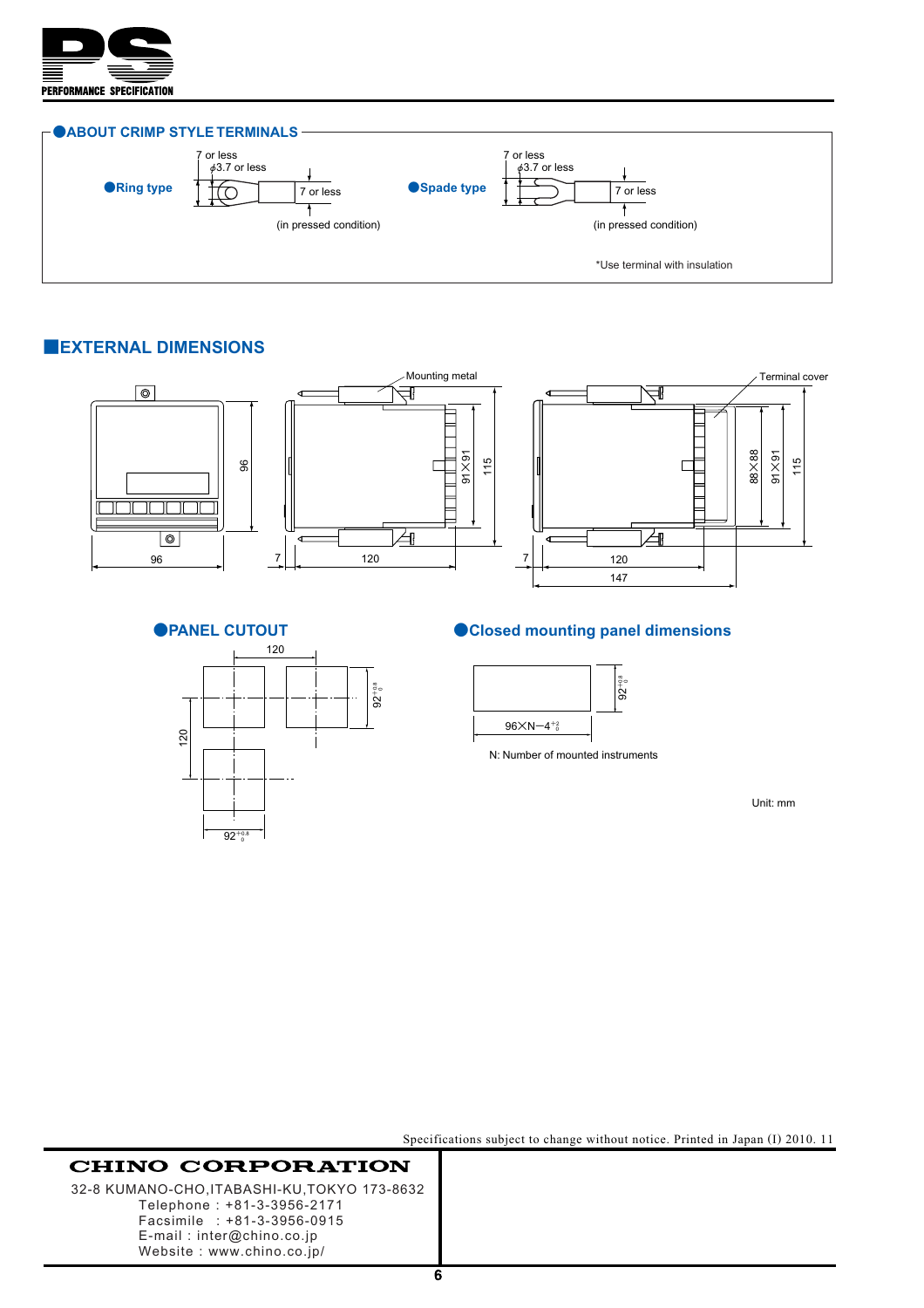## ABOUT CRIMP STYLE TERMINALS

**Ring type**

7 or less
$\phi$3.7 or less
7 or less
(in pressed condition)

**Spade type**

7 or less
$\phi$3.7 or less
7 or less
(in pressed condition)

*Use terminal with insulation

## EXTERNAL DIMENSIONS

Mounting metal
Terminal cover

96
96
7
120
91×91
115
7
120
147
88×88
91×91
115

### PANEL CUTOUT

120
120
$92^{+0.8}_{0}$
$92^{+0.8}_{0}$

### Closed mounting panel dimensions

$92^{+0.8}_{0}$
$96 \times N - 4^{+2}_{0}$

N: Number of mounted instruments

Unit: mm

Specifications subject to change without notice. Printed in Japan (I) 2010. 11

**CHINO CORPORATION**

32-8 KUMANO-CHO,ITABASHI-KU,TOKYO 173-8632
Telephone : +81-3-3956-2171
Facsimile : +81-3-3956-0915
E-mail : inter@chino.co.jp
Website : www.chino.co.jp/